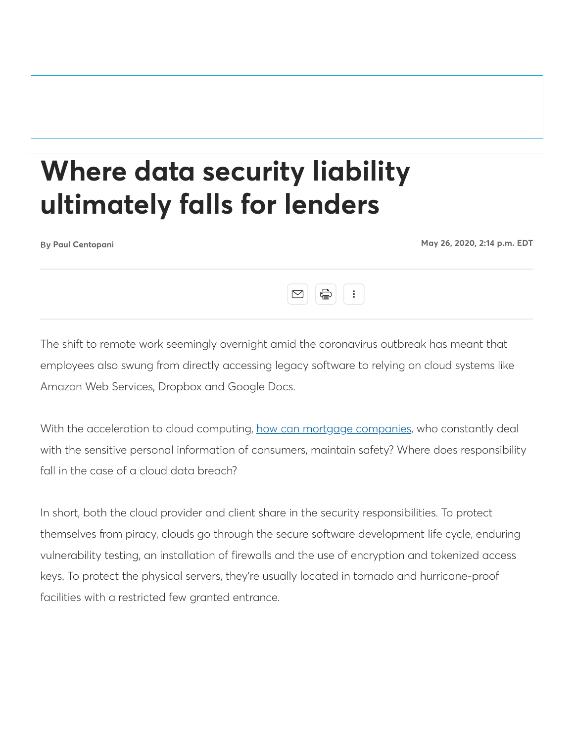# Where data security liability ultimately falls for lenders

**By Paul Centopani**

**May 26, 2020, 2:14 p.m. EDT**

The shift to remote work seemingly overnight amid the coronavirus outbreak has meant that employees also swung from directly accessing legacy software to relying on cloud systems like Amazon Web Services, Dropbox and Google Docs.

With the acceleration to cloud computing, [how can mortgage companies](), who constantly deal with the sensitive personal information of consumers, maintain safety? Where does responsibility fall in the case of a cloud data breach?

In short, both the cloud provider and client share in the security responsibilities. To protect themselves from piracy, clouds go through the secure software development life cycle, enduring vulnerability testing, an installation of firewalls and the use of encryption and tokenized access keys. To protect the physical servers, they're usually located in tornado and hurricane-proof facilities with a restricted few granted entrance.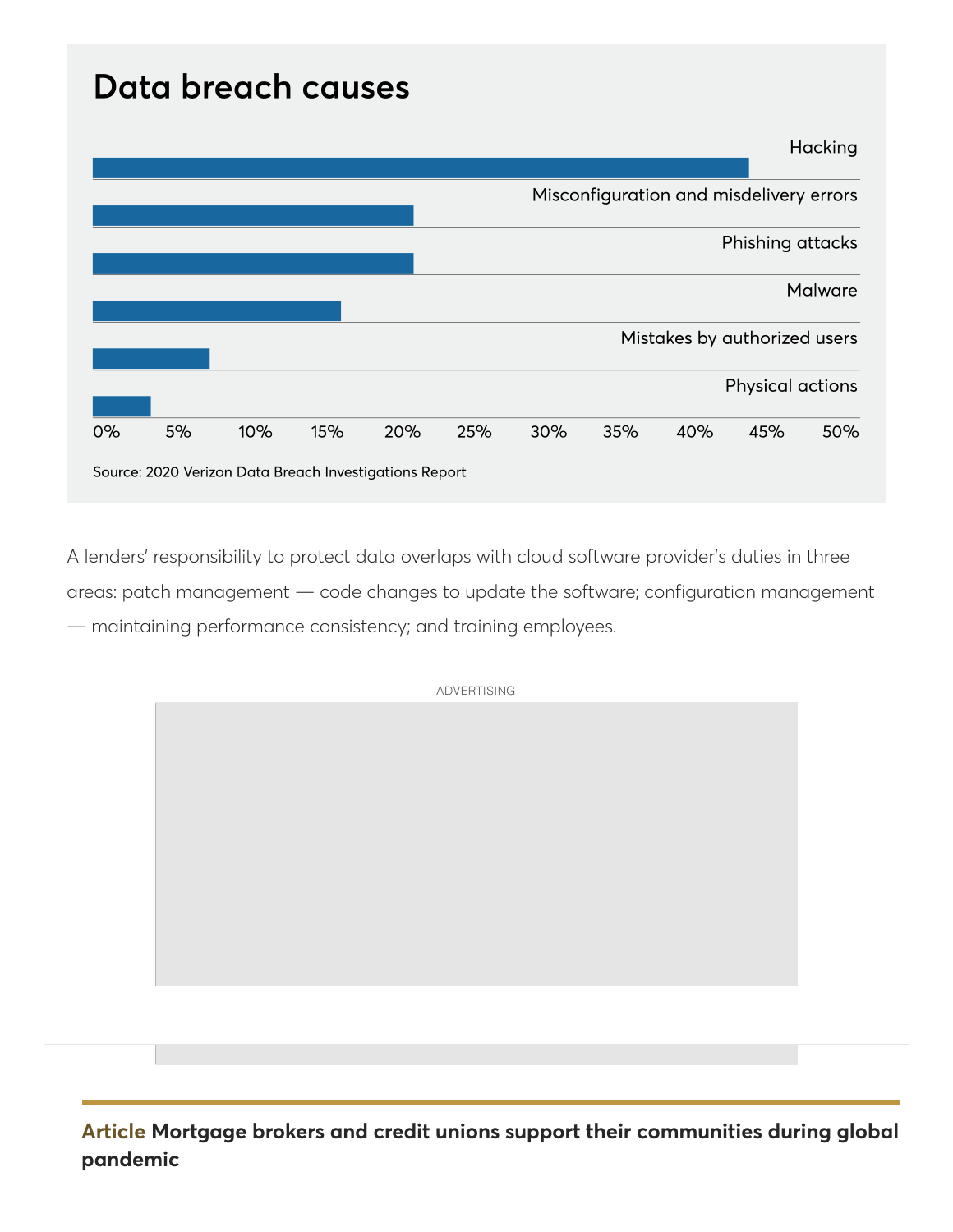## Data breach causes

Hacking

Misconfiguration and misdelivery errors

Phishing attacks

Malware

Mistakes by authorized users

Physical actions

0% 5% 10% 15% 20% 25% 30% 35% 40% 45% 50%

Source: 2020 Verizon Data Breach Investigations Report

A lenders' responsibility to protect data overlaps with cloud software provider's duties in three areas: patch management — code changes to update the software; configuration management — maintaining performance consistency; and training employees.

**Article** **Mortgage brokers and credit unions support their communities during global pandemic**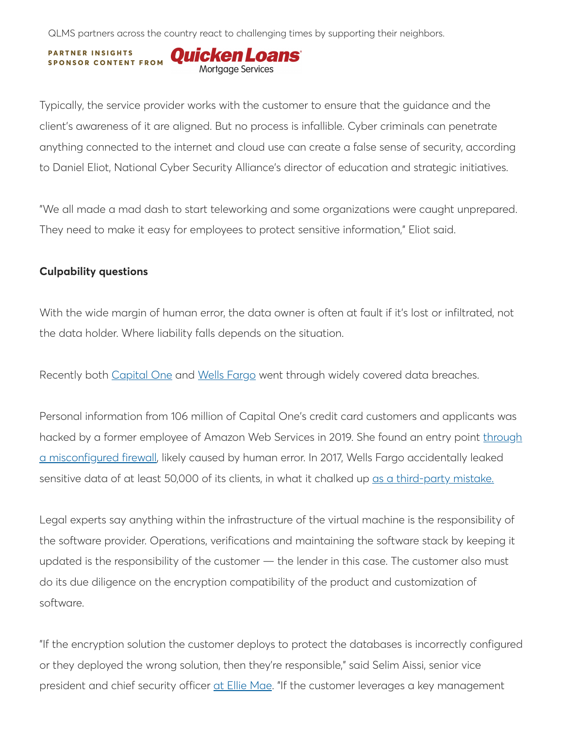QLMS partners across the country react to challenging times by supporting their neighbors.

PARTNER INSIGHTS SPONSOR CONTENT FROM Quicken Loans Mortgage Services

Typically, the service provider works with the customer to ensure that the guidance and the client's awareness of it are aligned. But no process is infallible. Cyber criminals can penetrate anything connected to the internet and cloud use can create a false sense of security, according to Daniel Eliot, National Cyber Security Alliance's director of education and strategic initiatives.

"We all made a mad dash to start teleworking and some organizations were caught unprepared. They need to make it easy for employees to protect sensitive information," Eliot said.

**Culpability questions**

With the wide margin of human error, the data owner is often at fault if it's lost or infiltrated, not the data holder. Where liability falls depends on the situation.

Recently both Capital One and Wells Fargo went through widely covered data breaches.

Personal information from 106 million of Capital One's credit card customers and applicants was hacked by a former employee of Amazon Web Services in 2019. She found an entry point through a misconfigured firewall, likely caused by human error. In 2017, Wells Fargo accidentally leaked sensitive data of at least 50,000 of its clients, in what it chalked up as a third-party mistake.

Legal experts say anything within the infrastructure of the virtual machine is the responsibility of the software provider. Operations, verifications and maintaining the software stack by keeping it updated is the responsibility of the customer — the lender in this case. The customer also must do its due diligence on the encryption compatibility of the product and customization of software.

"If the encryption solution the customer deploys to protect the databases is incorrectly configured or they deployed the wrong solution, then they're responsible," said Selim Aissi, senior vice president and chief security officer at Ellie Mae. "If the customer leverages a key management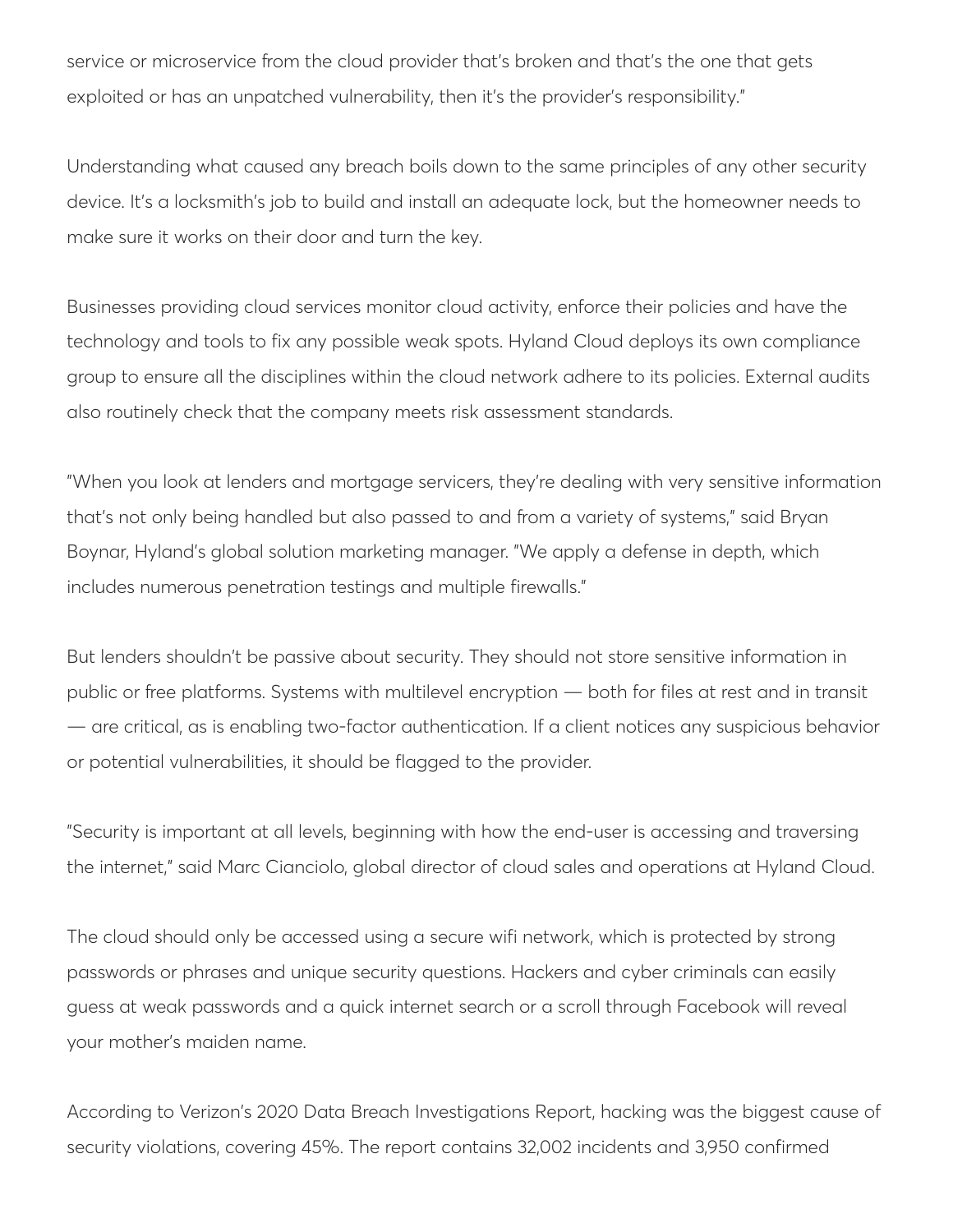service or microservice from the cloud provider that's broken and that's the one that gets exploited or has an unpatched vulnerability, then it's the provider's responsibility."

Understanding what caused any breach boils down to the same principles of any other security device. It's a locksmith's job to build and install an adequate lock, but the homeowner needs to make sure it works on their door and turn the key.

Businesses providing cloud services monitor cloud activity, enforce their policies and have the technology and tools to fix any possible weak spots. Hyland Cloud deploys its own compliance group to ensure all the disciplines within the cloud network adhere to its policies. External audits also routinely check that the company meets risk assessment standards.

"When you look at lenders and mortgage servicers, they're dealing with very sensitive information that's not only being handled but also passed to and from a variety of systems," said Bryan Boynar, Hyland's global solution marketing manager. "We apply a defense in depth, which includes numerous penetration testings and multiple firewalls."

But lenders shouldn't be passive about security. They should not store sensitive information in public or free platforms. Systems with multilevel encryption — both for files at rest and in transit — are critical, as is enabling two-factor authentication. If a client notices any suspicious behavior or potential vulnerabilities, it should be flagged to the provider.

"Security is important at all levels, beginning with how the end-user is accessing and traversing the internet," said Marc Cianciolo, global director of cloud sales and operations at Hyland Cloud.

The cloud should only be accessed using a secure wifi network, which is protected by strong passwords or phrases and unique security questions. Hackers and cyber criminals can easily guess at weak passwords and a quick internet search or a scroll through Facebook will reveal your mother's maiden name.

According to Verizon's 2020 Data Breach Investigations Report, hacking was the biggest cause of security violations, covering 45%. The report contains 32,002 incidents and 3,950 confirmed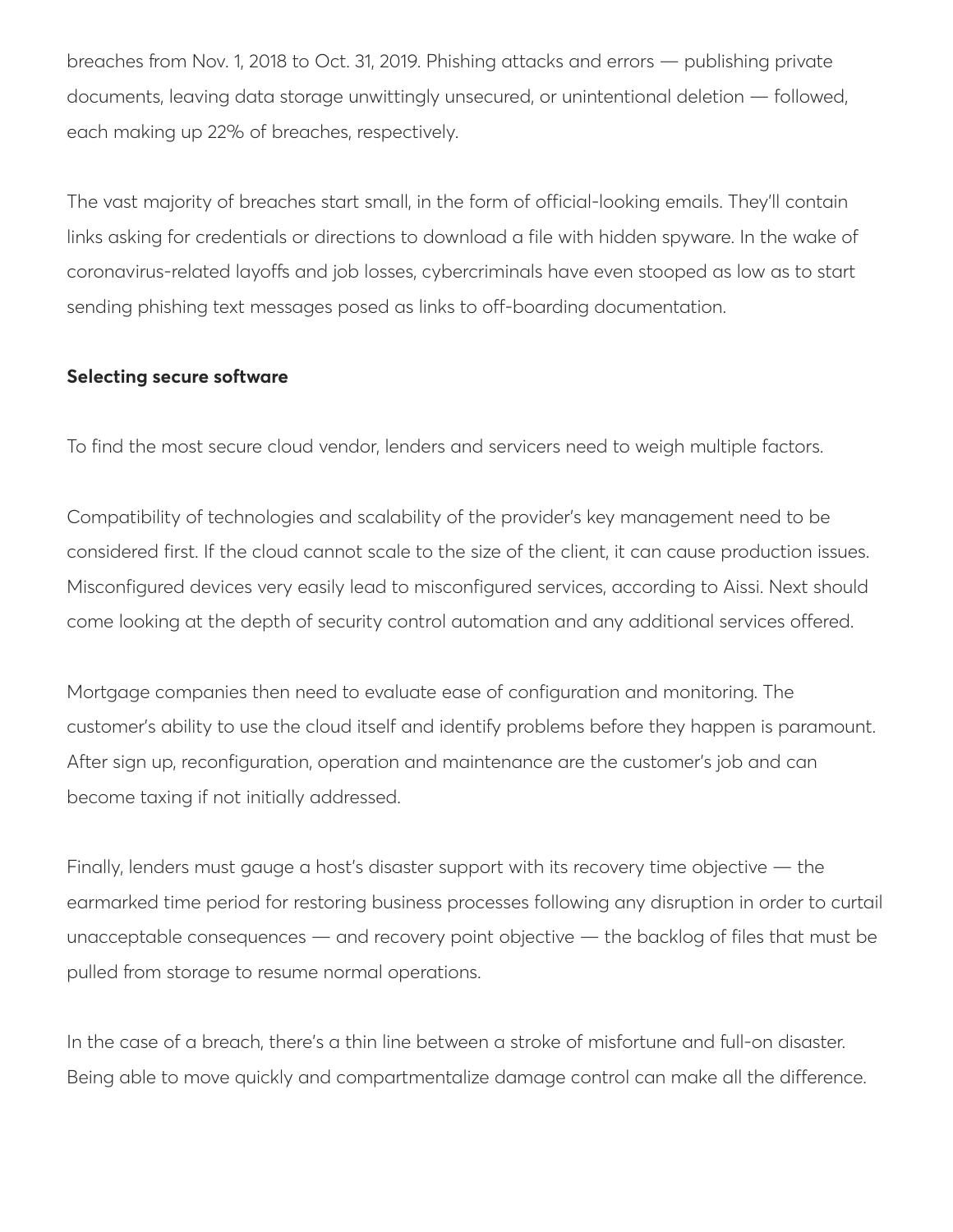breaches from Nov. 1, 2018 to Oct. 31, 2019. Phishing attacks and errors — publishing private documents, leaving data storage unwittingly unsecured, or unintentional deletion — followed, each making up 22% of breaches, respectively.

The vast majority of breaches start small, in the form of official-looking emails. They'll contain links asking for credentials or directions to download a file with hidden spyware. In the wake of coronavirus-related layoffs and job losses, cybercriminals have even stooped as low as to start sending phishing text messages posed as links to off-boarding documentation.

**Selecting secure software**

To find the most secure cloud vendor, lenders and servicers need to weigh multiple factors.

Compatibility of technologies and scalability of the provider's key management need to be considered first. If the cloud cannot scale to the size of the client, it can cause production issues. Misconfigured devices very easily lead to misconfigured services, according to Aissi. Next should come looking at the depth of security control automation and any additional services offered.

Mortgage companies then need to evaluate ease of configuration and monitoring. The customer's ability to use the cloud itself and identify problems before they happen is paramount. After sign up, reconfiguration, operation and maintenance are the customer's job and can become taxing if not initially addressed.

Finally, lenders must gauge a host's disaster support with its recovery time objective — the earmarked time period for restoring business processes following any disruption in order to curtail unacceptable consequences — and recovery point objective — the backlog of files that must be pulled from storage to resume normal operations.

In the case of a breach, there's a thin line between a stroke of misfortune and full-on disaster. Being able to move quickly and compartmentalize damage control can make all the difference.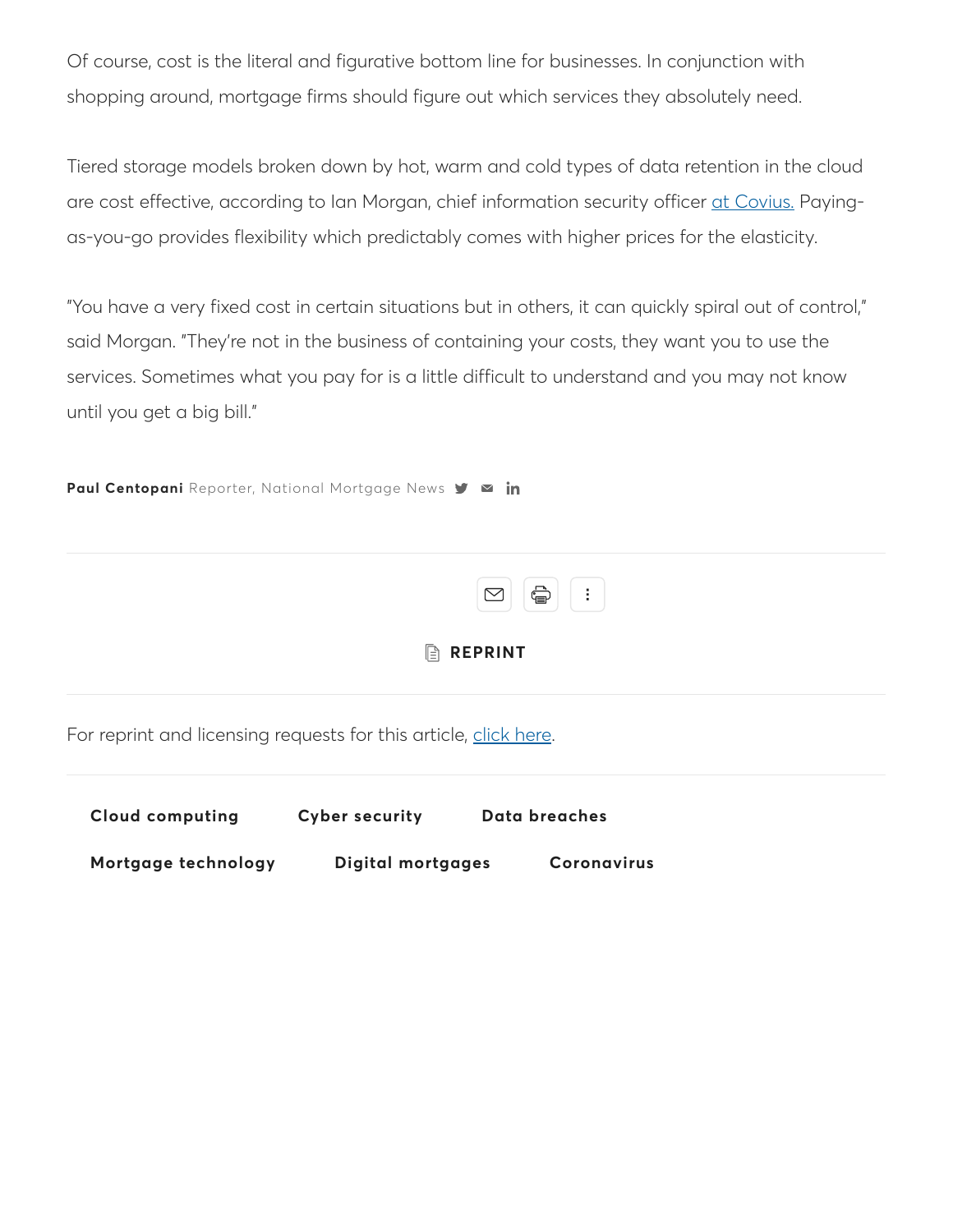Of course, cost is the literal and figurative bottom line for businesses. In conjunction with shopping around, mortgage firms should figure out which services they absolutely need.

Tiered storage models broken down by hot, warm and cold types of data retention in the cloud are cost effective, according to Ian Morgan, chief information security officer at Covius. Paying-as-you-go provides flexibility which predictably comes with higher prices for the elasticity.

"You have a very fixed cost in certain situations but in others, it can quickly spiral out of control," said Morgan. "They're not in the business of containing your costs, they want you to use the services. Sometimes what you pay for is a little difficult to understand and you may not know until you get a big bill."

**Paul Centopani** Reporter, National Mortgage News

**REPRINT**

For reprint and licensing requests for this article, click here.

**Cloud computing** **Cyber security** **Data breaches**

**Mortgage technology** **Digital mortgages** **Coronavirus**